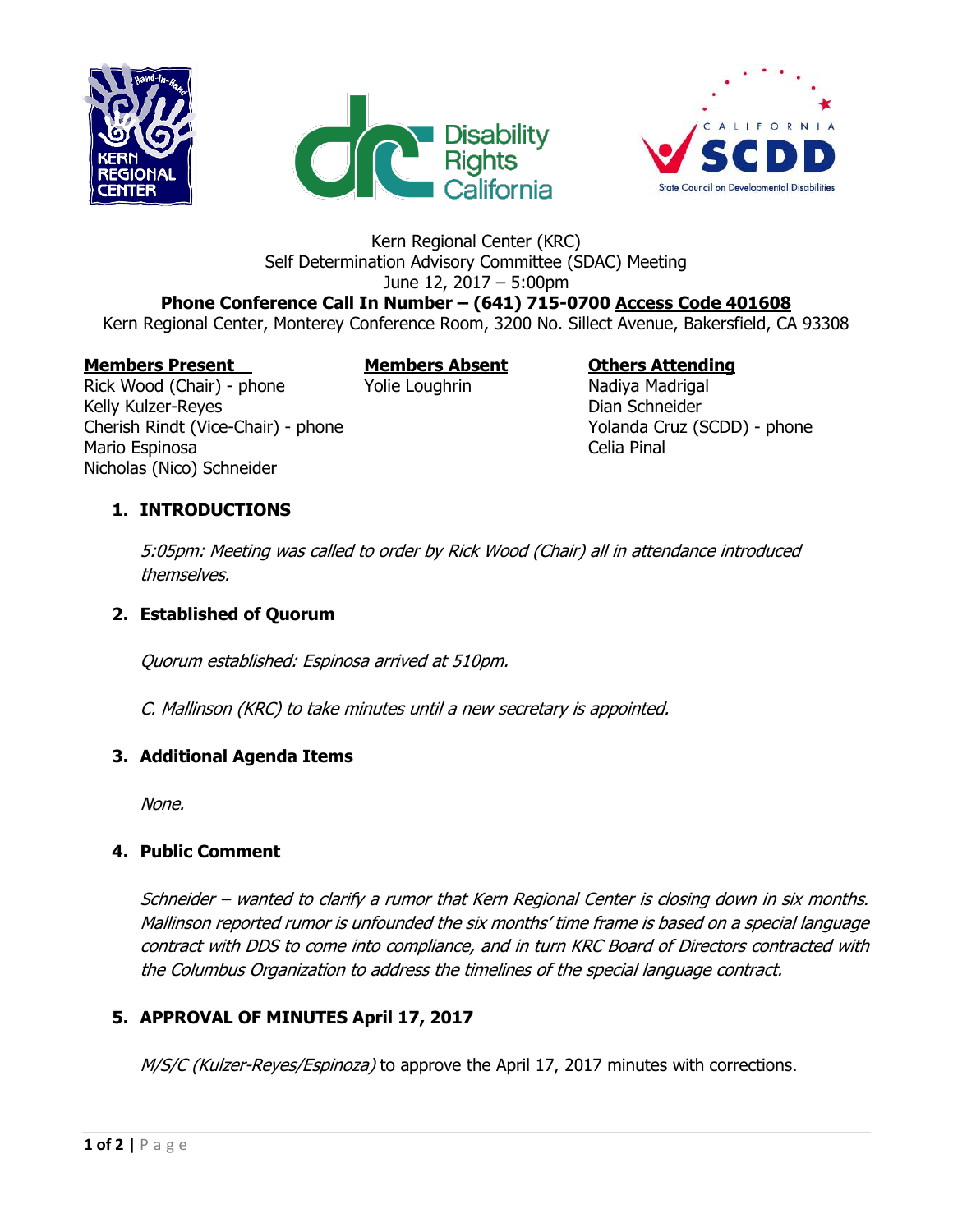Kern Regional Center (KRC)
Self Determination Advisory Committee (SDAC) Meeting
June 12, 2017 – 5:00pm

**Phone Conference Call In Number – (641) 715-0700 Access Code 401608**

Kern Regional Center, Monterey Conference Room, 3200 No. Sillect Avenue, Bakersfield, CA 93308

| **Members Present** | **Members Absent** | **Others Attending** |
|---|---|---|
| Rick Wood (Chair) - phone | Yolie Loughrin | Nadiya Madrigal |
| Kelly Kulzer-Reyes | | Dian Schneider |
| Cherish Rindt (Vice-Chair) - phone | | Yolanda Cruz (SCDD) - phone |
| Mario Espinosa | | Celia Pinal |
| Nicholas (Nico) Schneider | | |

## 1. INTRODUCTIONS

*5:05pm: Meeting was called to order by Rick Wood (Chair) all in attendance introduced themselves.*

## 2. Established of Quorum

*Quorum established: Espinosa arrived at 510pm.*

*C. Mallinson (KRC) to take minutes until a new secretary is appointed.*

## 3. Additional Agenda Items

*None.*

## 4. Public Comment

*Schneider – wanted to clarify a rumor that Kern Regional Center is closing down in six months. Mallinson reported rumor is unfounded the six months' time frame is based on a special language contract with DDS to come into compliance, and in turn KRC Board of Directors contracted with the Columbus Organization to address the timelines of the special language contract.*

## 5. APPROVAL OF MINUTES April 17, 2017

*M/S/C (Kulzer-Reyes/Espinoza)* to approve the April 17, 2017 minutes with corrections.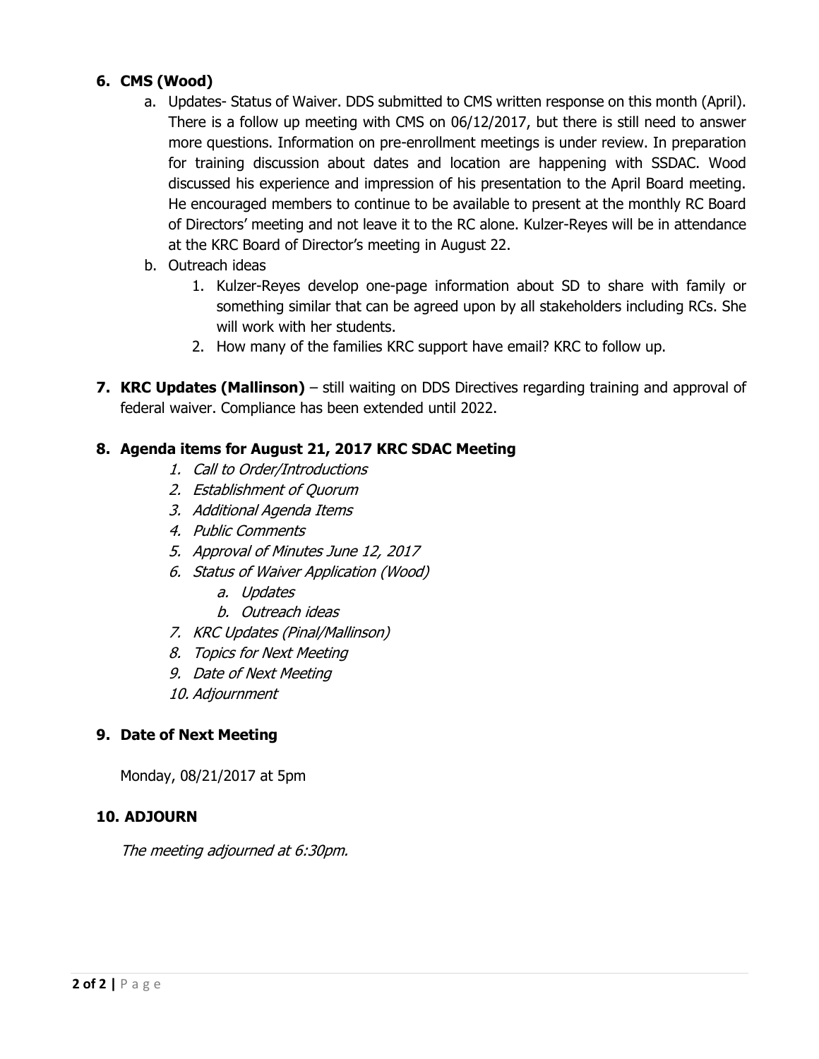## 6. CMS (Wood)

a. Updates- Status of Waiver. DDS submitted to CMS written response on this month (April). There is a follow up meeting with CMS on 06/12/2017, but there is still need to answer more questions. Information on pre-enrollment meetings is under review. In preparation for training discussion about dates and location are happening with SSDAC. Wood discussed his experience and impression of his presentation to the April Board meeting. He encouraged members to continue to be available to present at the monthly RC Board of Directors' meeting and not leave it to the RC alone. Kulzer-Reyes will be in attendance at the KRC Board of Director's meeting in August 22.

b. Outreach ideas
   1. Kulzer-Reyes develop one-page information about SD to share with family or something similar that can be agreed upon by all stakeholders including RCs. She will work with her students.
   2. How many of the families KRC support have email? KRC to follow up.

## 7. KRC Updates (Mallinson) – still waiting on DDS Directives regarding training and approval of federal waiver. Compliance has been extended until 2022.

## 8. Agenda items for August 21, 2017 KRC SDAC Meeting

*1. Call to Order/Introductions*
*2. Establishment of Quorum*
*3. Additional Agenda Items*
*4. Public Comments*
*5. Approval of Minutes June 12, 2017*
*6. Status of Waiver Application (Wood)*
   *a. Updates*
   *b. Outreach ideas*
*7. KRC Updates (Pinal/Mallinson)*
*8. Topics for Next Meeting*
*9. Date of Next Meeting*
*10. Adjournment*

## 9. Date of Next Meeting

Monday, 08/21/2017 at 5pm

## 10. ADJOURN

*The meeting adjourned at 6:30pm.*